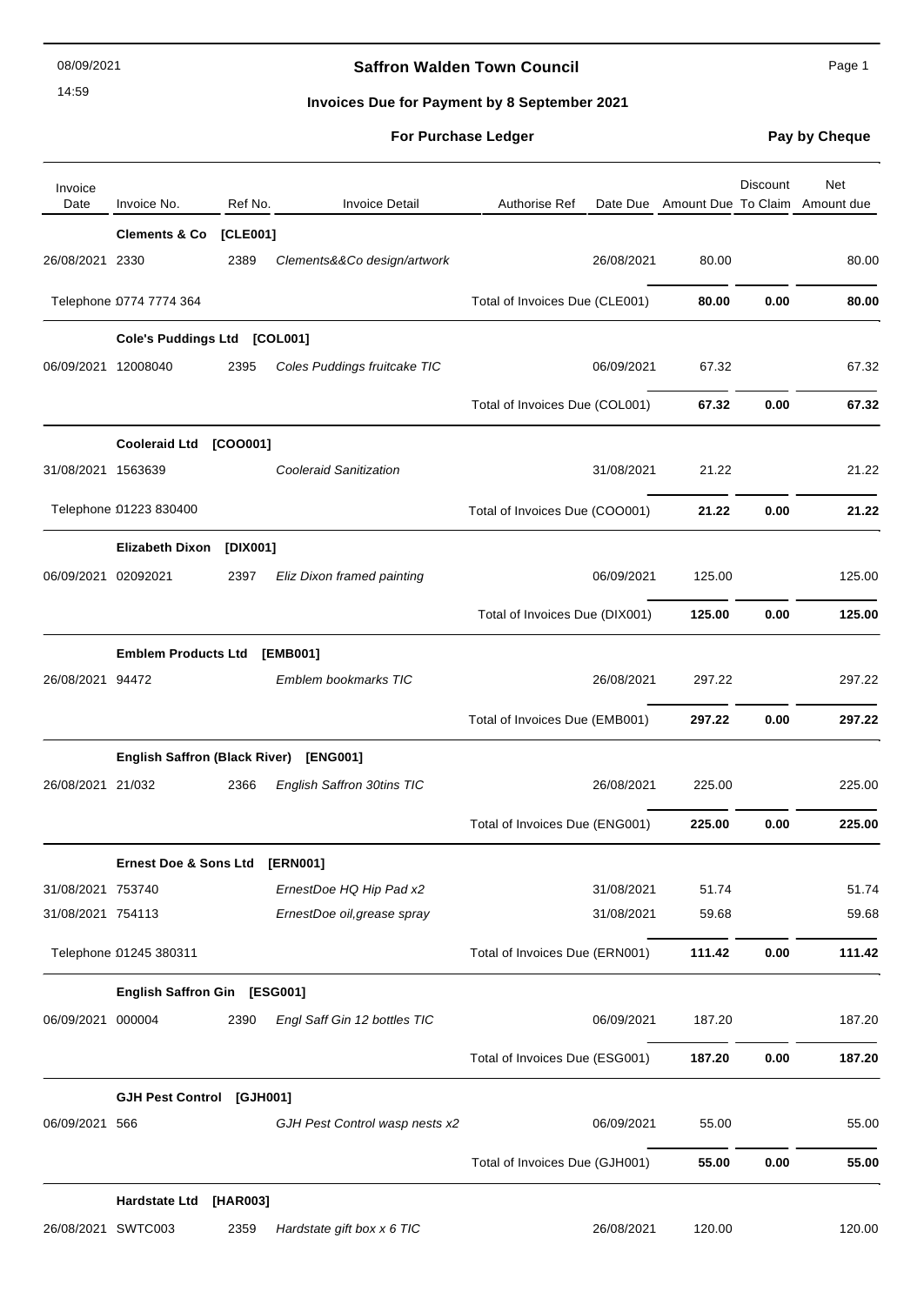08/09/2021

14:59

# Saffron Walden Town Council

## Invoices Due for Payment by 8 September 2021

**For Purchase Ledger** **Pay by Cheque**

| Invoice Date | Invoice No. | Ref No. | Invoice Detail | Authorise Ref | Date Due | Amount Due | Discount To Claim | Net Amount due |
|---|---|---|---|---|---|---|---|---|
| | **Clements & Co [CLE001]** | | | | | | | |
| 26/08/2021 | 2330 | 2389 | *Clements&&Co design/artwork* | | 26/08/2021 | 80.00 | | 80.00 |
| Telephone : | 0774 7774 364 | | | Total of Invoices Due (CLE001) | | **80.00** | **0.00** | **80.00** |
| | **Cole's Puddings Ltd [COL001]** | | | | | | | |
| 06/09/2021 | 12008040 | 2395 | *Coles Puddings fruitcake TIC* | | 06/09/2021 | 67.32 | | 67.32 |
| | | | | Total of Invoices Due (COL001) | | **67.32** | **0.00** | **67.32** |
| | **Cooleraid Ltd [COO001]** | | | | | | | |
| 31/08/2021 | 1563639 | | *Cooleraid Sanitization* | | 31/08/2021 | 21.22 | | 21.22 |
| Telephone : | 01223 830400 | | | Total of Invoices Due (COO001) | | **21.22** | **0.00** | **21.22** |
| | **Elizabeth Dixon [DIX001]** | | | | | | | |
| 06/09/2021 | 02092021 | 2397 | *Eliz Dixon framed painting* | | 06/09/2021 | 125.00 | | 125.00 |
| | | | | Total of Invoices Due (DIX001) | | **125.00** | **0.00** | **125.00** |
| | **Emblem Products Ltd [EMB001]** | | | | | | | |
| 26/08/2021 | 94472 | | *Emblem bookmarks TIC* | | 26/08/2021 | 297.22 | | 297.22 |
| | | | | Total of Invoices Due (EMB001) | | **297.22** | **0.00** | **297.22** |
| | **English Saffron (Black River) [ENG001]** | | | | | | | |
| 26/08/2021 | 21/032 | 2366 | *English Saffron 30tins TIC* | | 26/08/2021 | 225.00 | | 225.00 |
| | | | | Total of Invoices Due (ENG001) | | **225.00** | **0.00** | **225.00** |
| | **Ernest Doe & Sons Ltd [ERN001]** | | | | | | | |
| 31/08/2021 | 753740 | | *ErnestDoe HQ Hip Pad x2* | | 31/08/2021 | 51.74 | | 51.74 |
| 31/08/2021 | 754113 | | *ErnestDoe oil,grease spray* | | 31/08/2021 | 59.68 | | 59.68 |
| Telephone : | 01245 380311 | | | Total of Invoices Due (ERN001) | | **111.42** | **0.00** | **111.42** |
| | **English Saffron Gin [ESG001]** | | | | | | | |
| 06/09/2021 | 000004 | 2390 | *Engl Saff Gin 12 bottles TIC* | | 06/09/2021 | 187.20 | | 187.20 |
| | | | | Total of Invoices Due (ESG001) | | **187.20** | **0.00** | **187.20** |
| | **GJH Pest Control [GJH001]** | | | | | | | |
| 06/09/2021 | 566 | | *GJH Pest Control wasp nests x2* | | 06/09/2021 | 55.00 | | 55.00 |
| | | | | Total of Invoices Due (GJH001) | | **55.00** | **0.00** | **55.00** |
| | **Hardstate Ltd [HAR003]** | | | | | | | |
| 26/08/2021 | SWTC003 | 2359 | *Hardstate gift box x 6 TIC* | | 26/08/2021 | 120.00 | | 120.00 |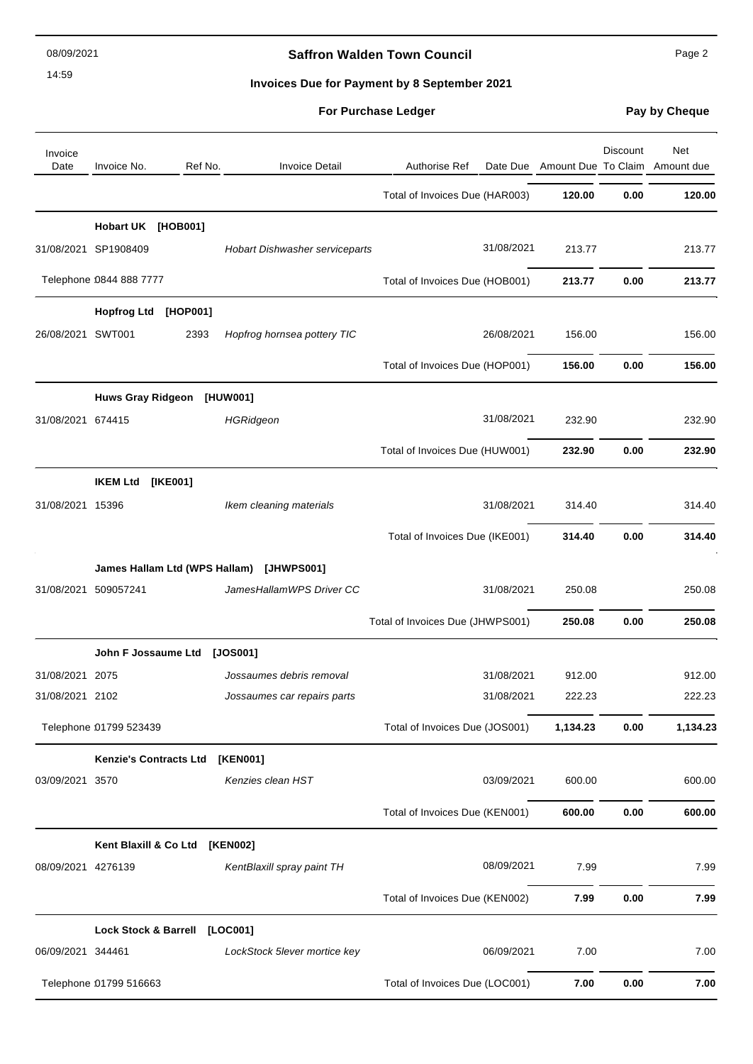## Saffron Walden Town Council

08/09/2021
14:59

### Invoices Due for Payment by 8 September 2021

**For Purchase Ledger** — **Pay by Cheque**

| Invoice Date | Invoice No. | Ref No. | Invoice Detail | Authorise Ref | Date Due | Amount Due | Discount To Claim | Net Amount due |
|---|---|---|---|---|---|---|---|---|
| | | | | Total of Invoices Due (HAR003) | | **120.00** | **0.00** | **120.00** |
| | **Hobart UK [HOB001]** | | | | | | | |
| 31/08/2021 | SP1908409 | | *Hobart Dishwasher serviceparts* | | 31/08/2021 | 213.77 | | 213.77 |
| | Telephone 0844 888 7777 | | | Total of Invoices Due (HOB001) | | **213.77** | **0.00** | **213.77** |
| | **Hopfrog Ltd [HOP001]** | | | | | | | |
| 26/08/2021 | SWT001 | 2393 | *Hopfrog hornsea pottery TIC* | | 26/08/2021 | 156.00 | | 156.00 |
| | | | | Total of Invoices Due (HOP001) | | **156.00** | **0.00** | **156.00** |
| | **Huws Gray Ridgeon [HUW001]** | | | | | | | |
| 31/08/2021 | 674415 | | *HGRidgeon* | | 31/08/2021 | 232.90 | | 232.90 |
| | | | | Total of Invoices Due (HUW001) | | **232.90** | **0.00** | **232.90** |
| | **IKEM Ltd [IKE001]** | | | | | | | |
| 31/08/2021 | 15396 | | *Ikem cleaning materials* | | 31/08/2021 | 314.40 | | 314.40 |
| | | | | Total of Invoices Due (IKE001) | | **314.40** | **0.00** | **314.40** |
| | **James Hallam Ltd (WPS Hallam) [JHWPS001]** | | | | | | | |
| 31/08/2021 | 509057241 | | *JamesHallamWPS Driver CC* | | 31/08/2021 | 250.08 | | 250.08 |
| | | | | Total of Invoices Due (JHWPS001) | | **250.08** | **0.00** | **250.08** |
| | **John F Jossaume Ltd [JOS001]** | | | | | | | |
| 31/08/2021 | 2075 | | *Jossaumes debris removal* | | 31/08/2021 | 912.00 | | 912.00 |
| 31/08/2021 | 2102 | | *Jossaumes car repairs parts* | | 31/08/2021 | 222.23 | | 222.23 |
| | Telephone 01799 523439 | | | Total of Invoices Due (JOS001) | | **1,134.23** | **0.00** | **1,134.23** |
| | **Kenzie's Contracts Ltd [KEN001]** | | | | | | | |
| 03/09/2021 | 3570 | | *Kenzies clean HST* | | 03/09/2021 | 600.00 | | 600.00 |
| | | | | Total of Invoices Due (KEN001) | | **600.00** | **0.00** | **600.00** |
| | **Kent Blaxill & Co Ltd [KEN002]** | | | | | | | |
| 08/09/2021 | 4276139 | | *KentBlaxill spray paint TH* | | 08/09/2021 | 7.99 | | 7.99 |
| | | | | Total of Invoices Due (KEN002) | | **7.99** | **0.00** | **7.99** |
| | **Lock Stock & Barrell [LOC001]** | | | | | | | |
| 06/09/2021 | 344461 | | *LockStock 5lever mortice key* | | 06/09/2021 | 7.00 | | 7.00 |
| | Telephone 01799 516663 | | | Total of Invoices Due (LOC001) | | **7.00** | **0.00** | **7.00** |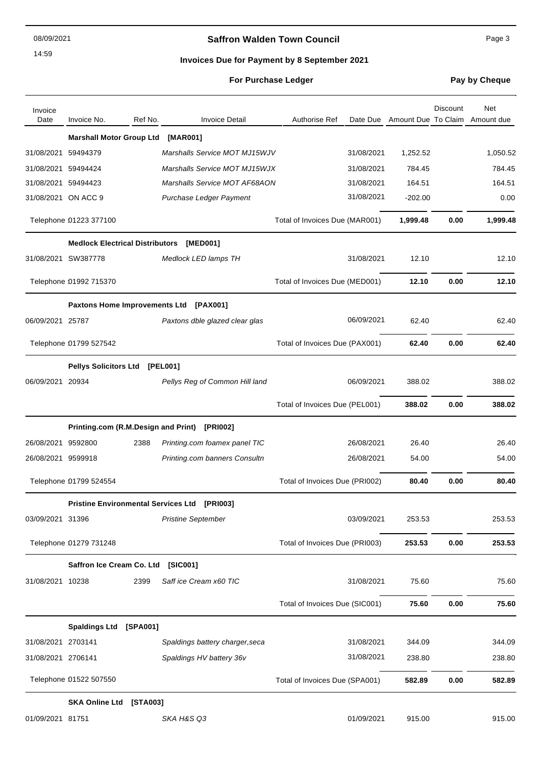08/09/2021

14:59

## Saffron Walden Town Council

### Invoices Due for Payment by 8 September 2021

**For Purchase Ledger** **Pay by Cheque**

| Invoice Date | Invoice No. | Ref No. | Invoice Detail | Authorise Ref | Date Due | Amount Due | Discount To Claim | Net Amount due |
|---|---|---|---|---|---|---|---|---|
| | **Marshall Motor Group Ltd [MAR001]** | | | | | | | |
| 31/08/2021 | 59494379 | | *Marshalls Service MOT MJ15WJV* | | 31/08/2021 | 1,252.52 | | 1,050.52 |
| 31/08/2021 | 59494424 | | *Marshalls Service MOT MJ15WJX* | | 31/08/2021 | 784.45 | | 784.45 |
| 31/08/2021 | 59494423 | | *Marshalls Service MOT AF68AON* | | 31/08/2021 | 164.51 | | 164.51 |
| 31/08/2021 | ON ACC 9 | | *Purchase Ledger Payment* | | 31/08/2021 | -202.00 | | 0.00 |
| | Telephone 01223 377100 | | | Total of Invoices Due (MAR001) | | **1,999.48** | **0.00** | **1,999.48** |
| | **Medlock Electrical Distributors [MED001]** | | | | | | | |
| 31/08/2021 | SW387778 | | *Medlock LED lamps TH* | | 31/08/2021 | 12.10 | | 12.10 |
| | Telephone 01992 715370 | | | Total of Invoices Due (MED001) | | **12.10** | **0.00** | **12.10** |
| | **Paxtons Home Improvements Ltd [PAX001]** | | | | | | | |
| 06/09/2021 | 25787 | | *Paxtons dble glazed clear glas* | | 06/09/2021 | 62.40 | | 62.40 |
| | Telephone 01799 527542 | | | Total of Invoices Due (PAX001) | | **62.40** | **0.00** | **62.40** |
| | **Pellys Solicitors Ltd [PEL001]** | | | | | | | |
| 06/09/2021 | 20934 | | *Pellys Reg of Common Hill land* | | 06/09/2021 | 388.02 | | 388.02 |
| | | | | Total of Invoices Due (PEL001) | | **388.02** | **0.00** | **388.02** |
| | **Printing.com (R.M.Design and Print) [PRI002]** | | | | | | | |
| 26/08/2021 | 9592800 | 2388 | *Printing.com foamex panel TIC* | | 26/08/2021 | 26.40 | | 26.40 |
| 26/08/2021 | 9599918 | | *Printing.com banners Consultn* | | 26/08/2021 | 54.00 | | 54.00 |
| | Telephone 01799 524554 | | | Total of Invoices Due (PRI002) | | **80.40** | **0.00** | **80.40** |
| | **Pristine Environmental Services Ltd [PRI003]** | | | | | | | |
| 03/09/2021 | 31396 | | *Pristine September* | | 03/09/2021 | 253.53 | | 253.53 |
| | Telephone 01279 731248 | | | Total of Invoices Due (PRI003) | | **253.53** | **0.00** | **253.53** |
| | **Saffron Ice Cream Co. Ltd [SIC001]** | | | | | | | |
| 31/08/2021 | 10238 | 2399 | *Saff ice Cream x60 TIC* | | 31/08/2021 | 75.60 | | 75.60 |
| | | | | Total of Invoices Due (SIC001) | | **75.60** | **0.00** | **75.60** |
| | **Spaldings Ltd [SPA001]** | | | | | | | |
| 31/08/2021 | 2703141 | | *Spaldings battery charger,seca* | | 31/08/2021 | 344.09 | | 344.09 |
| 31/08/2021 | 2706141 | | *Spaldings HV battery 36v* | | 31/08/2021 | 238.80 | | 238.80 |
| | Telephone 01522 507550 | | | Total of Invoices Due (SPA001) | | **582.89** | **0.00** | **582.89** |
| | **SKA Online Ltd [STA003]** | | | | | | | |
| 01/09/2021 | 81751 | | *SKA H&S Q3* | | 01/09/2021 | 915.00 | | 915.00 |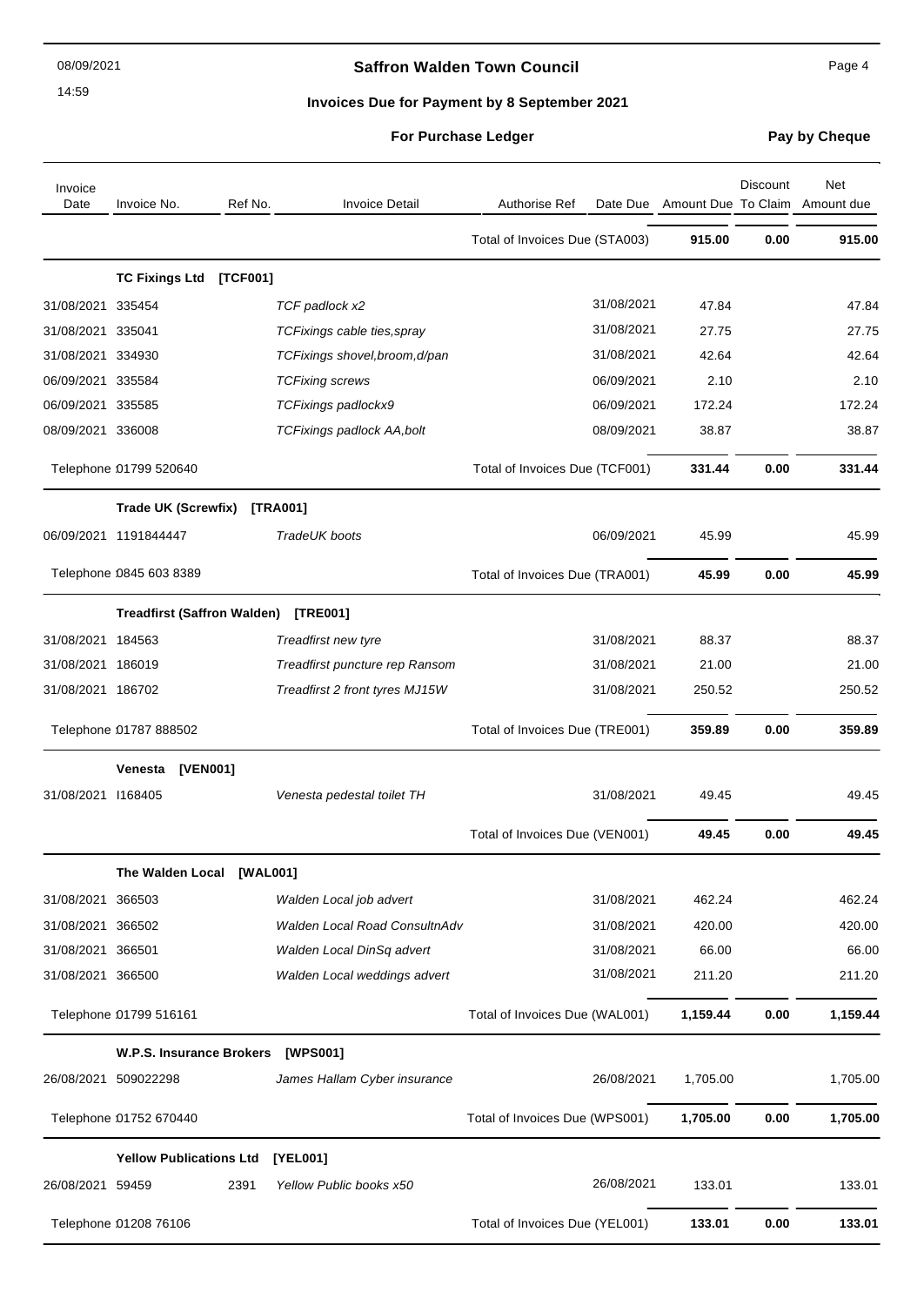## Saffron Walden Town Council

### Invoices Due for Payment by 8 September 2021

**For Purchase Ledger** — **Pay by Cheque**

| Invoice Date | Invoice No. | Ref No. | Invoice Detail | Authorise Ref | Date Due | Amount Due | Discount To Claim | Net Amount due |
|---|---|---|---|---|---|---|---|---|
| | | | | Total of Invoices Due (STA003) | | **915.00** | **0.00** | **915.00** |
| | **TC Fixings Ltd [TCF001]** | | | | | | | |
| 31/08/2021 | 335454 | | *TCF padlock x2* | | 31/08/2021 | 47.84 | | 47.84 |
| 31/08/2021 | 335041 | | *TCFixings cable ties,spray* | | 31/08/2021 | 27.75 | | 27.75 |
| 31/08/2021 | 334930 | | *TCFixings shovel,broom,d/pan* | | 31/08/2021 | 42.64 | | 42.64 |
| 06/09/2021 | 335584 | | *TCFixing screws* | | 06/09/2021 | 2.10 | | 2.10 |
| 06/09/2021 | 335585 | | *TCFixings padlockx9* | | 06/09/2021 | 172.24 | | 172.24 |
| 08/09/2021 | 336008 | | *TCFixings padlock AA,bolt* | | 08/09/2021 | 38.87 | | 38.87 |
| | Telephone 01799 520640 | | | Total of Invoices Due (TCF001) | | **331.44** | **0.00** | **331.44** |
| | **Trade UK (Screwfix) [TRA001]** | | | | | | | |
| 06/09/2021 | 1191844447 | | *TradeUK boots* | | 06/09/2021 | 45.99 | | 45.99 |
| | Telephone 0845 603 8389 | | | Total of Invoices Due (TRA001) | | **45.99** | **0.00** | **45.99** |
| | **Treadfirst (Saffron Walden) [TRE001]** | | | | | | | |
| 31/08/2021 | 184563 | | *Treadfirst new tyre* | | 31/08/2021 | 88.37 | | 88.37 |
| 31/08/2021 | 186019 | | *Treadfirst puncture rep Ransom* | | 31/08/2021 | 21.00 | | 21.00 |
| 31/08/2021 | 186702 | | *Treadfirst 2 front tyres MJ15W* | | 31/08/2021 | 250.52 | | 250.52 |
| | Telephone 01787 888502 | | | Total of Invoices Due (TRE001) | | **359.89** | **0.00** | **359.89** |
| | **Venesta [VEN001]** | | | | | | | |
| 31/08/2021 | I168405 | | *Venesta pedestal toilet TH* | | 31/08/2021 | 49.45 | | 49.45 |
| | | | | Total of Invoices Due (VEN001) | | **49.45** | **0.00** | **49.45** |
| | **The Walden Local [WAL001]** | | | | | | | |
| 31/08/2021 | 366503 | | *Walden Local job advert* | | 31/08/2021 | 462.24 | | 462.24 |
| 31/08/2021 | 366502 | | *Walden Local Road ConsultnAdv* | | 31/08/2021 | 420.00 | | 420.00 |
| 31/08/2021 | 366501 | | *Walden Local DinSq advert* | | 31/08/2021 | 66.00 | | 66.00 |
| 31/08/2021 | 366500 | | *Walden Local weddings advert* | | 31/08/2021 | 211.20 | | 211.20 |
| | Telephone 01799 516161 | | | Total of Invoices Due (WAL001) | | **1,159.44** | **0.00** | **1,159.44** |
| | **W.P.S. Insurance Brokers [WPS001]** | | | | | | | |
| 26/08/2021 | 509022298 | | *James Hallam Cyber insurance* | | 26/08/2021 | 1,705.00 | | 1,705.00 |
| | Telephone 01752 670440 | | | Total of Invoices Due (WPS001) | | **1,705.00** | **0.00** | **1,705.00** |
| | **Yellow Publications Ltd [YEL001]** | | | | | | | |
| 26/08/2021 | 59459 | 2391 | *Yellow Public books x50* | | 26/08/2021 | 133.01 | | 133.01 |
| | Telephone 01208 76106 | | | Total of Invoices Due (YEL001) | | **133.01** | **0.00** | **133.01** |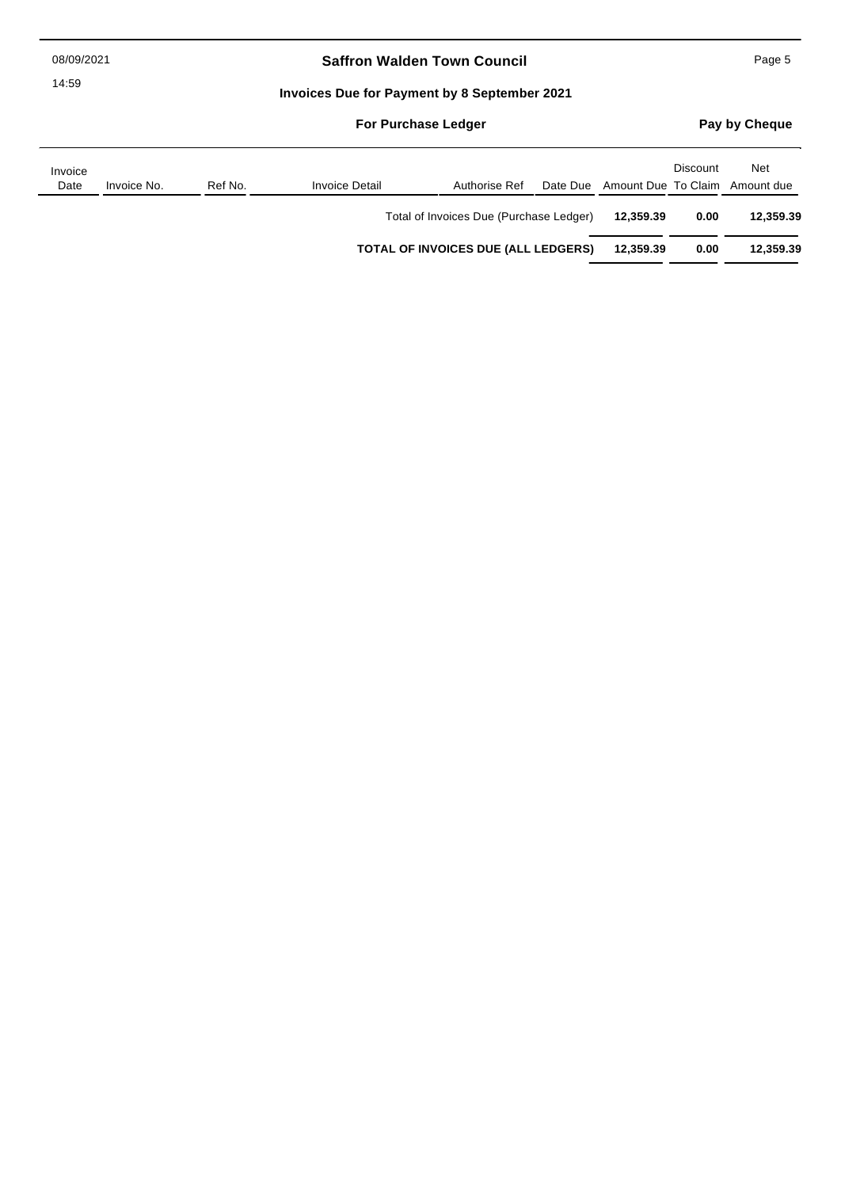# Saffron Walden Town Council

## Invoices Due for Payment by 8 September 2021

### For Purchase Ledger

**Pay by Cheque**

| Invoice Date | Invoice No. | Ref No. | Invoice Detail | Authorise Ref | Date Due | Amount Due | Discount To Claim | Net Amount due |
|---|---|---|---|---|---|---|---|---|
| | | | Total of Invoices Due (Purchase Ledger) | | | **12,359.39** | **0.00** | **12,359.39** |
| | | | **TOTAL OF INVOICES DUE (ALL LEDGERS)** | | | **12,359.39** | **0.00** | **12,359.39** |